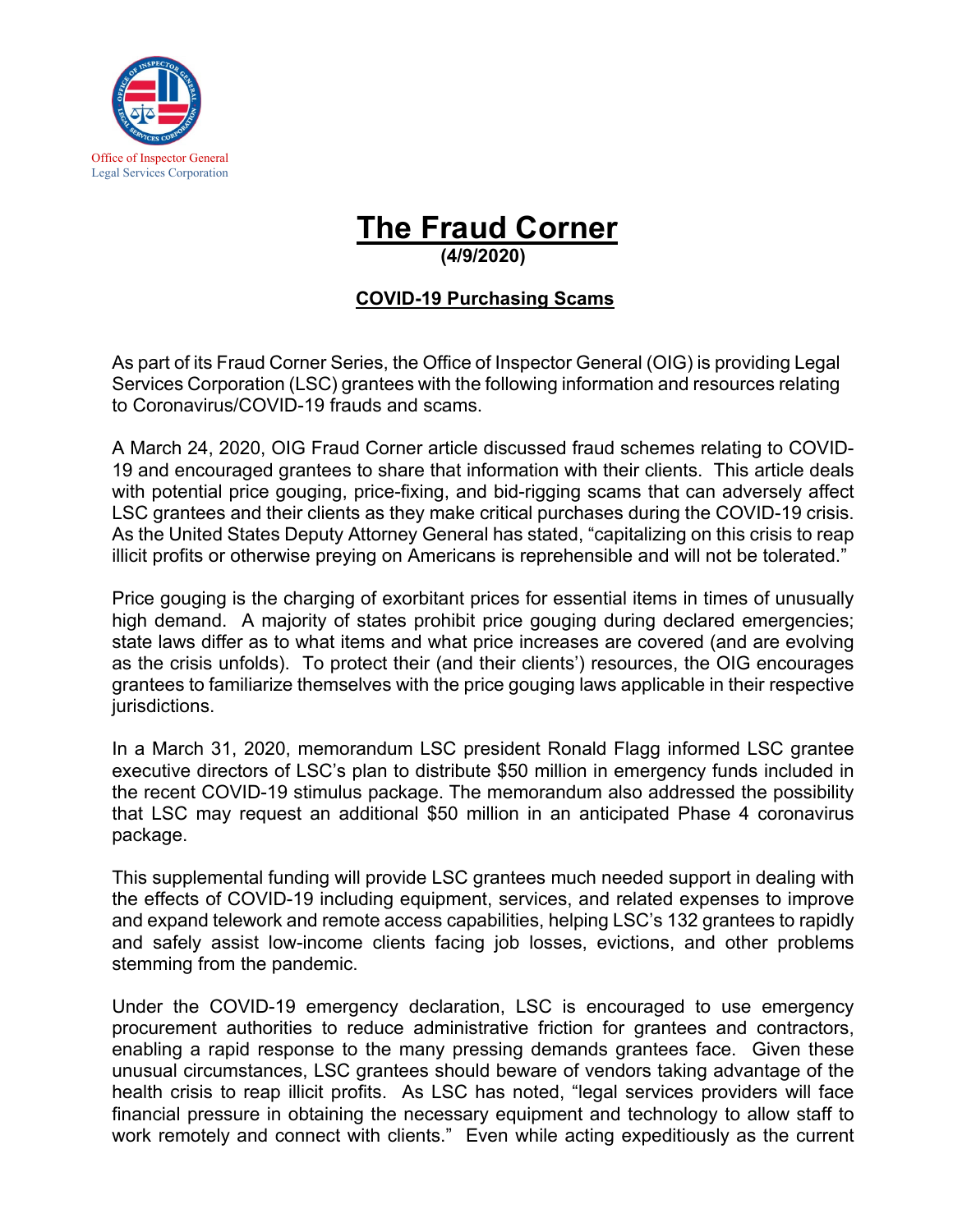Office of Inspector General
Legal Services Corporation

# The Fraud Corner

**(4/9/2020)**

## COVID-19 Purchasing Scams

As part of its Fraud Corner Series, the Office of Inspector General (OIG) is providing Legal Services Corporation (LSC) grantees with the following information and resources relating to Coronavirus/COVID-19 frauds and scams.

A March 24, 2020, OIG Fraud Corner article discussed fraud schemes relating to COVID-19 and encouraged grantees to share that information with their clients. This article deals with potential price gouging, price-fixing, and bid-rigging scams that can adversely affect LSC grantees and their clients as they make critical purchases during the COVID-19 crisis. As the United States Deputy Attorney General has stated, "capitalizing on this crisis to reap illicit profits or otherwise preying on Americans is reprehensible and will not be tolerated."

Price gouging is the charging of exorbitant prices for essential items in times of unusually high demand. A majority of states prohibit price gouging during declared emergencies; state laws differ as to what items and what price increases are covered (and are evolving as the crisis unfolds). To protect their (and their clients') resources, the OIG encourages grantees to familiarize themselves with the price gouging laws applicable in their respective jurisdictions.

In a March 31, 2020, memorandum LSC president Ronald Flagg informed LSC grantee executive directors of LSC's plan to distribute $50 million in emergency funds included in the recent COVID-19 stimulus package. The memorandum also addressed the possibility that LSC may request an additional $50 million in an anticipated Phase 4 coronavirus package.

This supplemental funding will provide LSC grantees much needed support in dealing with the effects of COVID-19 including equipment, services, and related expenses to improve and expand telework and remote access capabilities, helping LSC's 132 grantees to rapidly and safely assist low-income clients facing job losses, evictions, and other problems stemming from the pandemic.

Under the COVID-19 emergency declaration, LSC is encouraged to use emergency procurement authorities to reduce administrative friction for grantees and contractors, enabling a rapid response to the many pressing demands grantees face. Given these unusual circumstances, LSC grantees should beware of vendors taking advantage of the health crisis to reap illicit profits. As LSC has noted, "legal services providers will face financial pressure in obtaining the necessary equipment and technology to allow staff to work remotely and connect with clients." Even while acting expeditiously as the current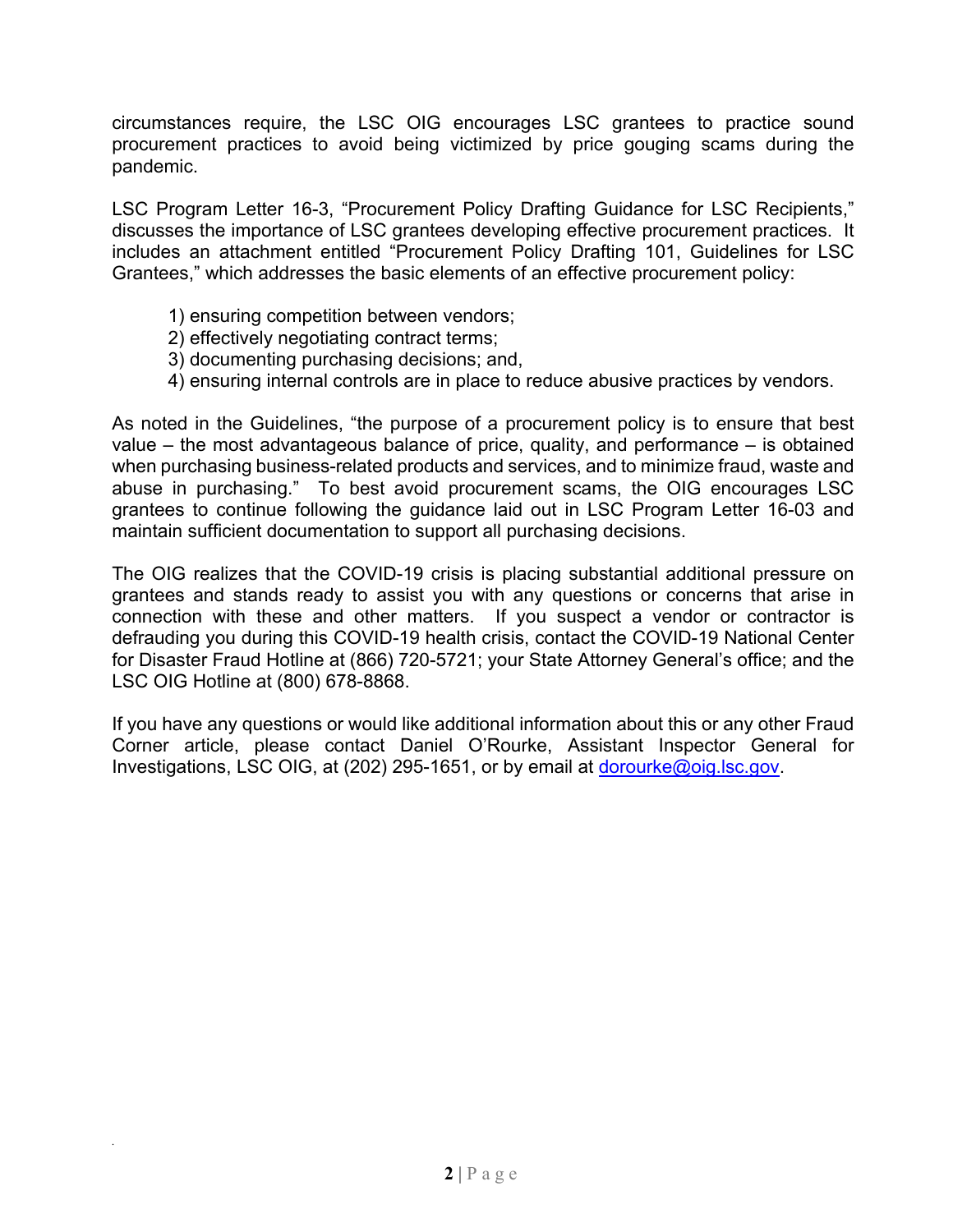circumstances require, the LSC OIG encourages LSC grantees to practice sound procurement practices to avoid being victimized by price gouging scams during the pandemic.

LSC Program Letter 16-3, "Procurement Policy Drafting Guidance for LSC Recipients," discusses the importance of LSC grantees developing effective procurement practices. It includes an attachment entitled "Procurement Policy Drafting 101, Guidelines for LSC Grantees," which addresses the basic elements of an effective procurement policy:

1) ensuring competition between vendors;
2) effectively negotiating contract terms;
3) documenting purchasing decisions; and,
4) ensuring internal controls are in place to reduce abusive practices by vendors.

As noted in the Guidelines, "the purpose of a procurement policy is to ensure that best value – the most advantageous balance of price, quality, and performance – is obtained when purchasing business-related products and services, and to minimize fraud, waste and abuse in purchasing." To best avoid procurement scams, the OIG encourages LSC grantees to continue following the guidance laid out in LSC Program Letter 16-03 and maintain sufficient documentation to support all purchasing decisions.

The OIG realizes that the COVID-19 crisis is placing substantial additional pressure on grantees and stands ready to assist you with any questions or concerns that arise in connection with these and other matters. If you suspect a vendor or contractor is defrauding you during this COVID-19 health crisis, contact the COVID-19 National Center for Disaster Fraud Hotline at (866) 720-5721; your State Attorney General's office; and the LSC OIG Hotline at (800) 678-8868.

If you have any questions or would like additional information about this or any other Fraud Corner article, please contact Daniel O'Rourke, Assistant Inspector General for Investigations, LSC OIG, at (202) 295-1651, or by email at dorourke@oig.lsc.gov.